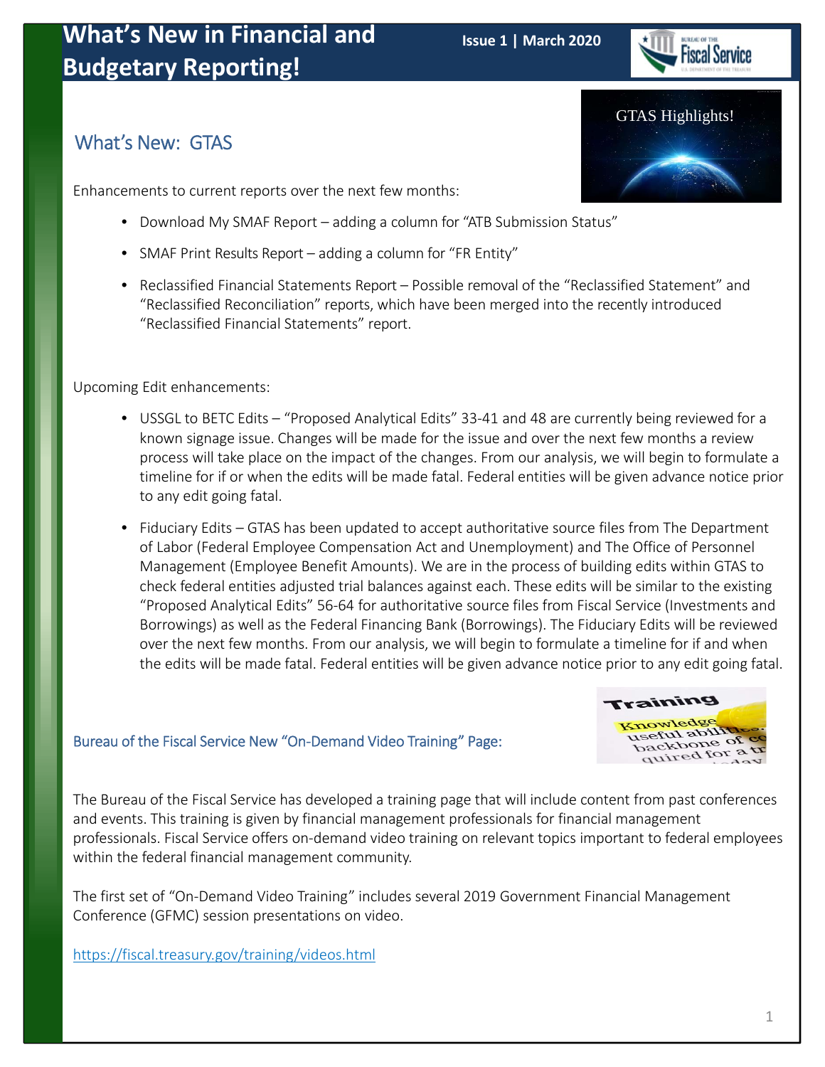# What's New in Financial and Budgetary Reporting!

**Issue 1 | March 2020**

## What's New: GTAS

Enhancements to current reports over the next few months:

- Download My SMAF Report – adding a column for "ATB Submission Status"
- SMAF Print Results Report – adding a column for "FR Entity"
- Reclassified Financial Statements Report – Possible removal of the "Reclassified Statement" and "Reclassified Reconciliation" reports, which have been merged into the recently introduced "Reclassified Financial Statements" report.

Upcoming Edit enhancements:

- USSGL to BETC Edits – "Proposed Analytical Edits" 33-41 and 48 are currently being reviewed for a known signage issue. Changes will be made for the issue and over the next few months a review process will take place on the impact of the changes. From our analysis, we will begin to formulate a timeline for if or when the edits will be made fatal. Federal entities will be given advance notice prior to any edit going fatal.
- Fiduciary Edits – GTAS has been updated to accept authoritative source files from The Department of Labor (Federal Employee Compensation Act and Unemployment) and The Office of Personnel Management (Employee Benefit Amounts). We are in the process of building edits within GTAS to check federal entities adjusted trial balances against each. These edits will be similar to the existing "Proposed Analytical Edits" 56-64 for authoritative source files from Fiscal Service (Investments and Borrowings) as well as the Federal Financing Bank (Borrowings). The Fiduciary Edits will be reviewed over the next few months. From our analysis, we will begin to formulate a timeline for if and when the edits will be made fatal. Federal entities will be given advance notice prior to any edit going fatal.

### Bureau of the Fiscal Service New "On-Demand Video Training" Page:

The Bureau of the Fiscal Service has developed a training page that will include content from past conferences and events. This training is given by financial management professionals for financial management professionals. Fiscal Service offers on-demand video training on relevant topics important to federal employees within the federal financial management community.

The first set of "On-Demand Video Training" includes several 2019 Government Financial Management Conference (GFMC) session presentations on video.

https://fiscal.treasury.gov/training/videos.html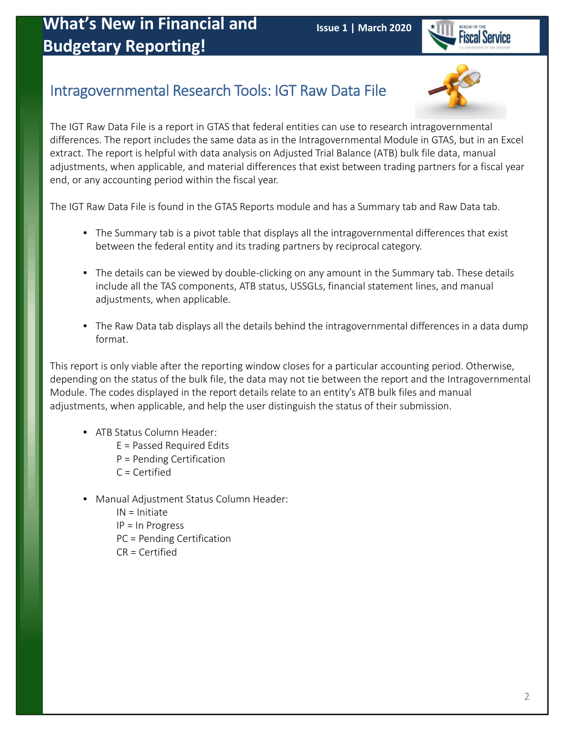## Intragovernmental Research Tools: IGT Raw Data File

The IGT Raw Data File is a report in GTAS that federal entities can use to research intragovernmental differences. The report includes the same data as in the Intragovernmental Module in GTAS, but in an Excel extract. The report is helpful with data analysis on Adjusted Trial Balance (ATB) bulk file data, manual adjustments, when applicable, and material differences that exist between trading partners for a fiscal year end, or any accounting period within the fiscal year.

The IGT Raw Data File is found in the GTAS Reports module and has a Summary tab and Raw Data tab.

- The Summary tab is a pivot table that displays all the intragovernmental differences that exist between the federal entity and its trading partners by reciprocal category.
- The details can be viewed by double-clicking on any amount in the Summary tab. These details include all the TAS components, ATB status, USSGLs, financial statement lines, and manual adjustments, when applicable.
- The Raw Data tab displays all the details behind the intragovernmental differences in a data dump format.

This report is only viable after the reporting window closes for a particular accounting period. Otherwise, depending on the status of the bulk file, the data may not tie between the report and the Intragovernmental Module. The codes displayed in the report details relate to an entity's ATB bulk files and manual adjustments, when applicable, and help the user distinguish the status of their submission.

- ATB Status Column Header:
  - E = Passed Required Edits
  - P = Pending Certification
  - C = Certified
- Manual Adjustment Status Column Header:
  - IN = Initiate
  - IP = In Progress
  - PC = Pending Certification
  - CR = Certified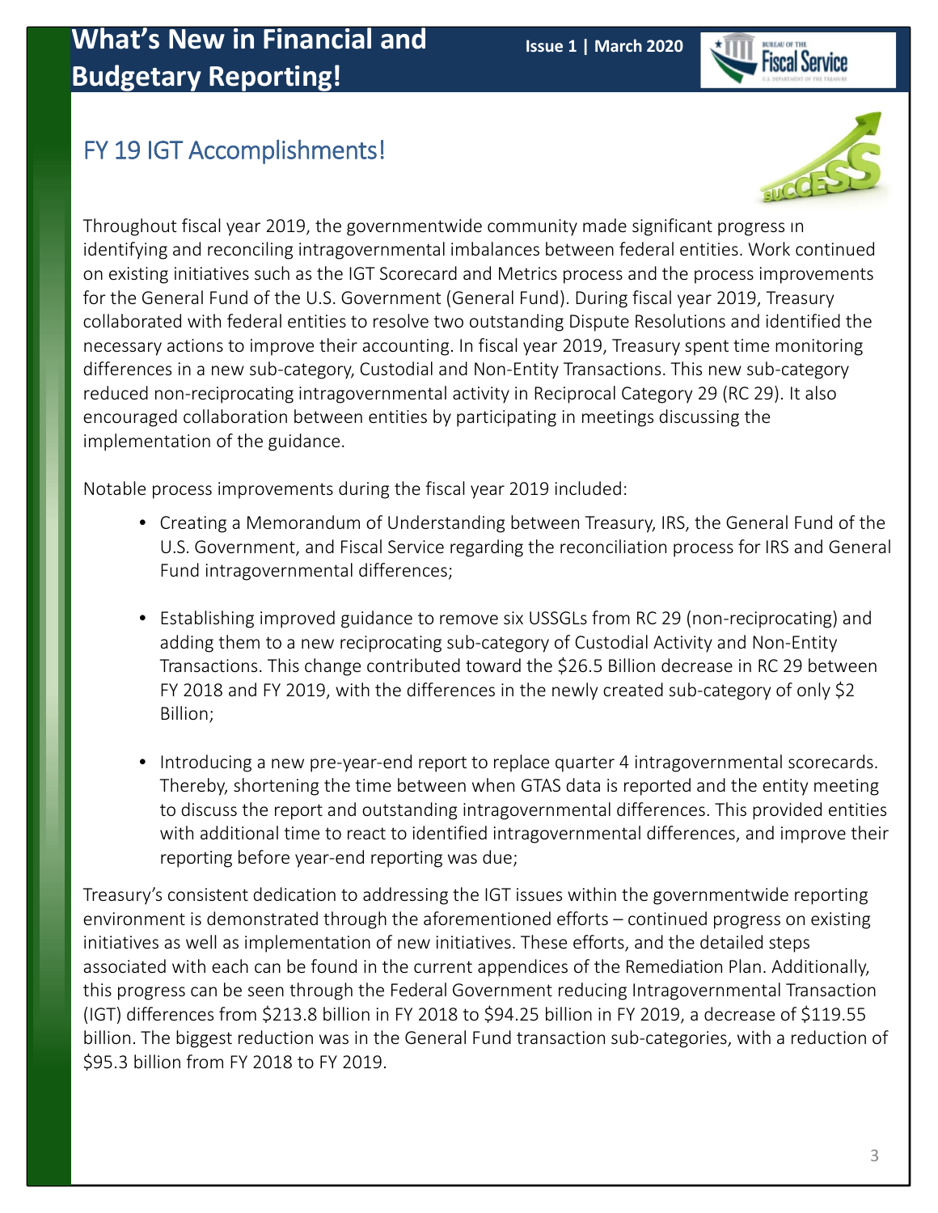## FY 19 IGT Accomplishments!

Throughout fiscal year 2019, the governmentwide community made significant progress in identifying and reconciling intragovernmental imbalances between federal entities. Work continued on existing initiatives such as the IGT Scorecard and Metrics process and the process improvements for the General Fund of the U.S. Government (General Fund). During fiscal year 2019, Treasury collaborated with federal entities to resolve two outstanding Dispute Resolutions and identified the necessary actions to improve their accounting. In fiscal year 2019, Treasury spent time monitoring differences in a new sub-category, Custodial and Non-Entity Transactions. This new sub-category reduced non-reciprocating intragovernmental activity in Reciprocal Category 29 (RC 29). It also encouraged collaboration between entities by participating in meetings discussing the implementation of the guidance.

Notable process improvements during the fiscal year 2019 included:

- Creating a Memorandum of Understanding between Treasury, IRS, the General Fund of the U.S. Government, and Fiscal Service regarding the reconciliation process for IRS and General Fund intragovernmental differences;
- Establishing improved guidance to remove six USSGLs from RC 29 (non-reciprocating) and adding them to a new reciprocating sub-category of Custodial Activity and Non-Entity Transactions. This change contributed toward the $26.5 Billion decrease in RC 29 between FY 2018 and FY 2019, with the differences in the newly created sub-category of only $2 Billion;
- Introducing a new pre-year-end report to replace quarter 4 intragovernmental scorecards. Thereby, shortening the time between when GTAS data is reported and the entity meeting to discuss the report and outstanding intragovernmental differences. This provided entities with additional time to react to identified intragovernmental differences, and improve their reporting before year-end reporting was due;

Treasury's consistent dedication to addressing the IGT issues within the governmentwide reporting environment is demonstrated through the aforementioned efforts – continued progress on existing initiatives as well as implementation of new initiatives. These efforts, and the detailed steps associated with each can be found in the current appendices of the Remediation Plan. Additionally, this progress can be seen through the Federal Government reducing Intragovernmental Transaction (IGT) differences from $213.8 billion in FY 2018 to $94.25 billion in FY 2019, a decrease of $119.55 billion. The biggest reduction was in the General Fund transaction sub-categories, with a reduction of $95.3 billion from FY 2018 to FY 2019.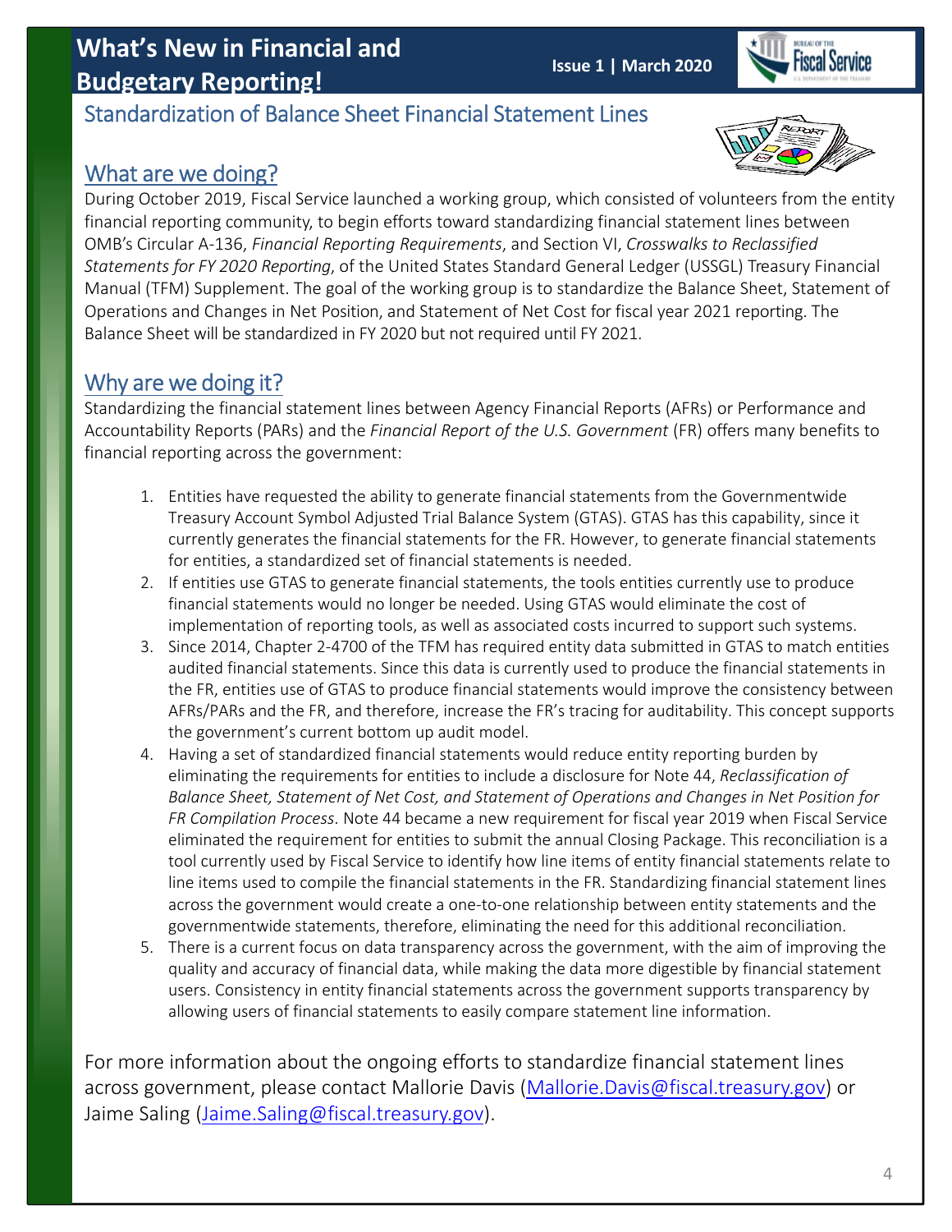## Standardization of Balance Sheet Financial Statement Lines

### What are we doing?

During October 2019, Fiscal Service launched a working group, which consisted of volunteers from the entity financial reporting community, to begin efforts toward standardizing financial statement lines between OMB's Circular A-136, *Financial Reporting Requirements*, and Section VI, *Crosswalks to Reclassified Statements for FY 2020 Reporting*, of the United States Standard General Ledger (USSGL) Treasury Financial Manual (TFM) Supplement. The goal of the working group is to standardize the Balance Sheet, Statement of Operations and Changes in Net Position, and Statement of Net Cost for fiscal year 2021 reporting. The Balance Sheet will be standardized in FY 2020 but not required until FY 2021.

### Why are we doing it?

Standardizing the financial statement lines between Agency Financial Reports (AFRs) or Performance and Accountability Reports (PARs) and the *Financial Report of the U.S. Government* (FR) offers many benefits to financial reporting across the government:

1. Entities have requested the ability to generate financial statements from the Governmentwide Treasury Account Symbol Adjusted Trial Balance System (GTAS). GTAS has this capability, since it currently generates the financial statements for the FR. However, to generate financial statements for entities, a standardized set of financial statements is needed.
2. If entities use GTAS to generate financial statements, the tools entities currently use to produce financial statements would no longer be needed. Using GTAS would eliminate the cost of implementation of reporting tools, as well as associated costs incurred to support such systems.
3. Since 2014, Chapter 2-4700 of the TFM has required entity data submitted in GTAS to match entities audited financial statements. Since this data is currently used to produce the financial statements in the FR, entities use of GTAS to produce financial statements would improve the consistency between AFRs/PARs and the FR, and therefore, increase the FR's tracing for auditability. This concept supports the government's current bottom up audit model.
4. Having a set of standardized financial statements would reduce entity reporting burden by eliminating the requirements for entities to include a disclosure for Note 44, *Reclassification of Balance Sheet, Statement of Net Cost, and Statement of Operations and Changes in Net Position for FR Compilation Process*. Note 44 became a new requirement for fiscal year 2019 when Fiscal Service eliminated the requirement for entities to submit the annual Closing Package. This reconciliation is a tool currently used by Fiscal Service to identify how line items of entity financial statements relate to line items used to compile the financial statements in the FR. Standardizing financial statement lines across the government would create a one-to-one relationship between entity statements and the governmentwide statements, therefore, eliminating the need for this additional reconciliation.
5. There is a current focus on data transparency across the government, with the aim of improving the quality and accuracy of financial data, while making the data more digestible by financial statement users. Consistency in entity financial statements across the government supports transparency by allowing users of financial statements to easily compare statement line information.

For more information about the ongoing efforts to standardize financial statement lines across government, please contact Mallorie Davis (Mallorie.Davis@fiscal.treasury.gov) or Jaime Saling (Jaime.Saling@fiscal.treasury.gov).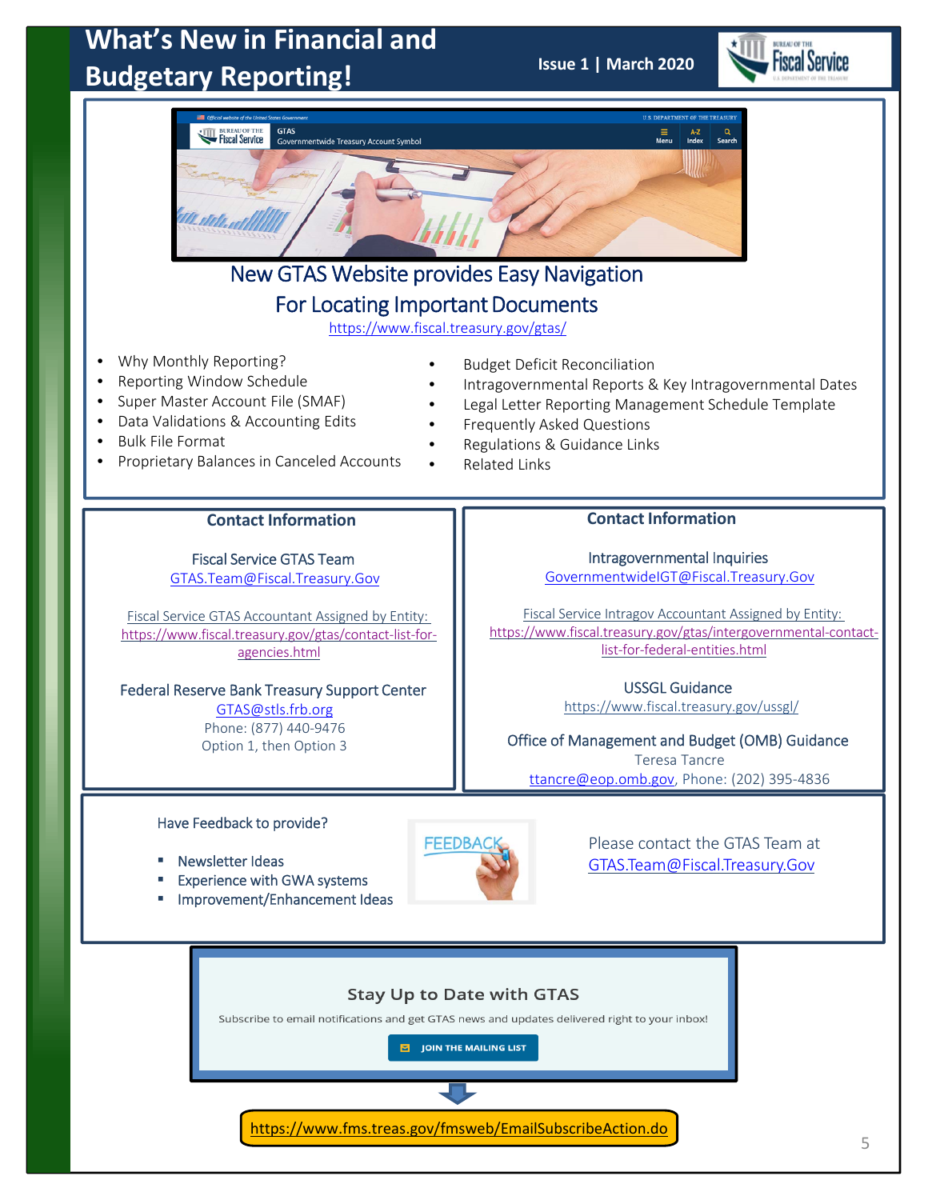# What's New in Financial and Budgetary Reporting!

Issue 1 | March 2020

## New GTAS Website provides Easy Navigation For Locating Important Documents

https://www.fiscal.treasury.gov/gtas/

- Why Monthly Reporting?
- Reporting Window Schedule
- Super Master Account File (SMAF)
- Data Validations & Accounting Edits
- Bulk File Format
- Proprietary Balances in Canceled Accounts
- Budget Deficit Reconciliation
- Intragovernmental Reports & Key Intragovernmental Dates
- Legal Letter Reporting Management Schedule Template
- Frequently Asked Questions
- Regulations & Guidance Links
- Related Links

### Contact Information

Fiscal Service GTAS Team
GTAS.Team@Fiscal.Treasury.Gov

Fiscal Service GTAS Accountant Assigned by Entity:
https://www.fiscal.treasury.gov/gtas/contact-list-for-agencies.html

Federal Reserve Bank Treasury Support Center
GTAS@stls.frb.org
Phone: (877) 440-9476
Option 1, then Option 3

### Contact Information

Intragovernmental Inquiries
GovernmentwideIGT@Fiscal.Treasury.Gov

Fiscal Service Intragov Accountant Assigned by Entity:
https://www.fiscal.treasury.gov/gtas/intergovernmental-contact-list-for-federal-entities.html

USSGL Guidance
https://www.fiscal.treasury.gov/ussgl/

Office of Management and Budget (OMB) Guidance
Teresa Tancre
ttancre@eop.omb.gov, Phone: (202) 395-4836

Have Feedback to provide?

- Newsletter Ideas
- Experience with GWA systems
- Improvement/Enhancement Ideas

Please contact the GTAS Team at GTAS.Team@Fiscal.Treasury.Gov

### Stay Up to Date with GTAS

Subscribe to email notifications and get GTAS news and updates delivered right to your inbox!

JOIN THE MAILING LIST

https://www.fms.treas.gov/fmsweb/EmailSubscribeAction.do